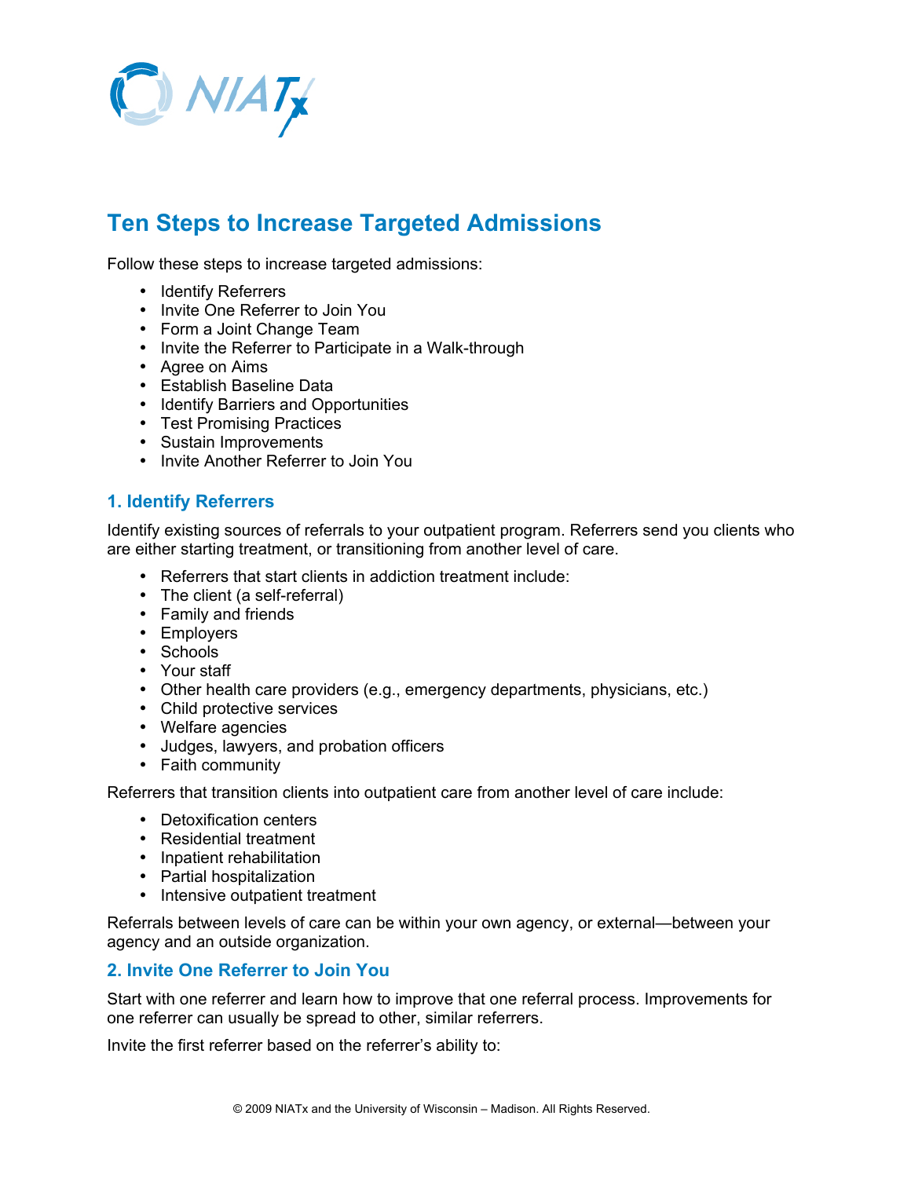# Ten Steps to Increase Targeted Admissions

Follow these steps to increase targeted admissions:

- Identify Referrers
- Invite One Referrer to Join You
- Form a Joint Change Team
- Invite the Referrer to Participate in a Walk-through
- Agree on Aims
- Establish Baseline Data
- Identify Barriers and Opportunities
- Test Promising Practices
- Sustain Improvements
- Invite Another Referrer to Join You

## 1. Identify Referrers

Identify existing sources of referrals to your outpatient program. Referrers send you clients who are either starting treatment, or transitioning from another level of care.

- Referrers that start clients in addiction treatment include:
- The client (a self-referral)
- Family and friends
- Employers
- Schools
- Your staff
- Other health care providers (e.g., emergency departments, physicians, etc.)
- Child protective services
- Welfare agencies
- Judges, lawyers, and probation officers
- Faith community

Referrers that transition clients into outpatient care from another level of care include:

- Detoxification centers
- Residential treatment
- Inpatient rehabilitation
- Partial hospitalization
- Intensive outpatient treatment

Referrals between levels of care can be within your own agency, or external—between your agency and an outside organization.

## 2. Invite One Referrer to Join You

Start with one referrer and learn how to improve that one referral process. Improvements for one referrer can usually be spread to other, similar referrers.

Invite the first referrer based on the referrer's ability to: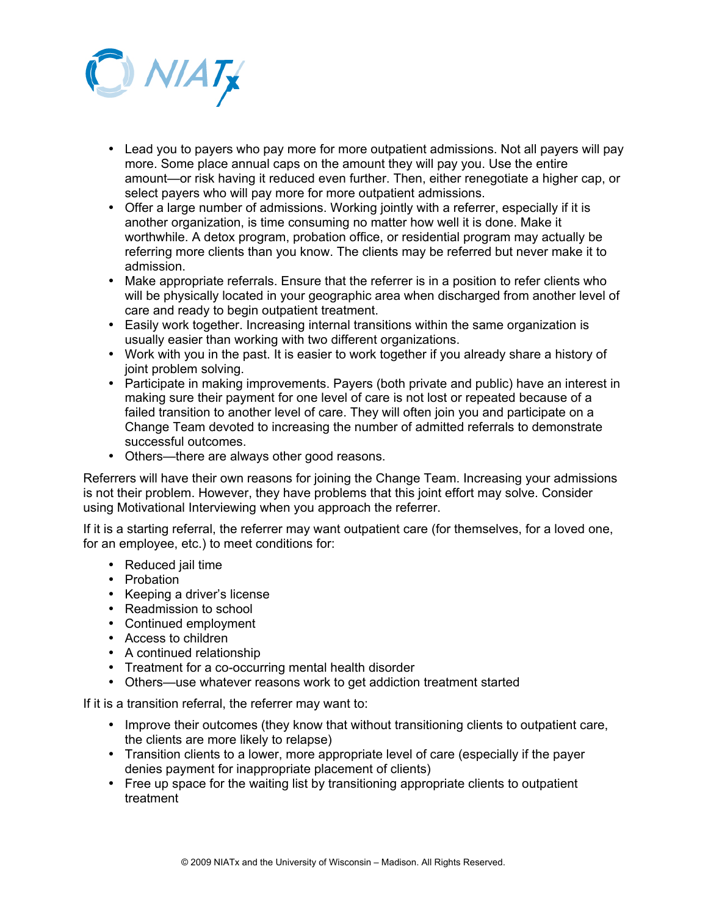- Lead you to payers who pay more for more outpatient admissions. Not all payers will pay more. Some place annual caps on the amount they will pay you. Use the entire amount—or risk having it reduced even further. Then, either renegotiate a higher cap, or select payers who will pay more for more outpatient admissions.
- Offer a large number of admissions. Working jointly with a referrer, especially if it is another organization, is time consuming no matter how well it is done. Make it worthwhile. A detox program, probation office, or residential program may actually be referring more clients than you know. The clients may be referred but never make it to admission.
- Make appropriate referrals. Ensure that the referrer is in a position to refer clients who will be physically located in your geographic area when discharged from another level of care and ready to begin outpatient treatment.
- Easily work together. Increasing internal transitions within the same organization is usually easier than working with two different organizations.
- Work with you in the past. It is easier to work together if you already share a history of joint problem solving.
- Participate in making improvements. Payers (both private and public) have an interest in making sure their payment for one level of care is not lost or repeated because of a failed transition to another level of care. They will often join you and participate on a Change Team devoted to increasing the number of admitted referrals to demonstrate successful outcomes.
- Others—there are always other good reasons.

Referrers will have their own reasons for joining the Change Team. Increasing your admissions is not their problem. However, they have problems that this joint effort may solve. Consider using Motivational Interviewing when you approach the referrer.

If it is a starting referral, the referrer may want outpatient care (for themselves, for a loved one, for an employee, etc.) to meet conditions for:

- Reduced jail time
- Probation
- Keeping a driver's license
- Readmission to school
- Continued employment
- Access to children
- A continued relationship
- Treatment for a co-occurring mental health disorder
- Others—use whatever reasons work to get addiction treatment started

If it is a transition referral, the referrer may want to:

- Improve their outcomes (they know that without transitioning clients to outpatient care, the clients are more likely to relapse)
- Transition clients to a lower, more appropriate level of care (especially if the payer denies payment for inappropriate placement of clients)
- Free up space for the waiting list by transitioning appropriate clients to outpatient treatment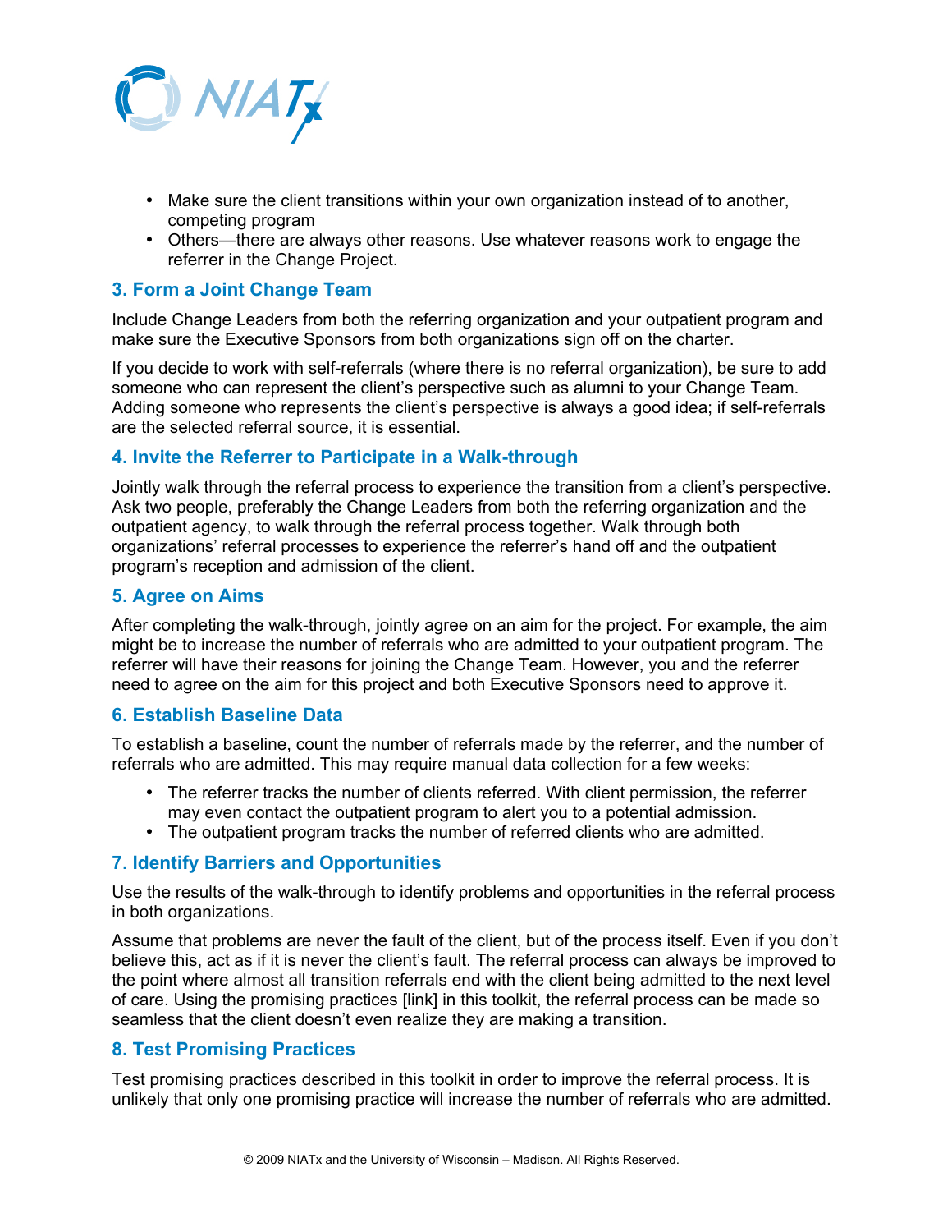- Make sure the client transitions within your own organization instead of to another, competing program
- Others—there are always other reasons. Use whatever reasons work to engage the referrer in the Change Project.

### 3. Form a Joint Change Team

Include Change Leaders from both the referring organization and your outpatient program and make sure the Executive Sponsors from both organizations sign off on the charter.

If you decide to work with self-referrals (where there is no referral organization), be sure to add someone who can represent the client's perspective such as alumni to your Change Team. Adding someone who represents the client's perspective is always a good idea; if self-referrals are the selected referral source, it is essential.

### 4. Invite the Referrer to Participate in a Walk-through

Jointly walk through the referral process to experience the transition from a client's perspective. Ask two people, preferably the Change Leaders from both the referring organization and the outpatient agency, to walk through the referral process together. Walk through both organizations' referral processes to experience the referrer's hand off and the outpatient program's reception and admission of the client.

### 5. Agree on Aims

After completing the walk-through, jointly agree on an aim for the project. For example, the aim might be to increase the number of referrals who are admitted to your outpatient program. The referrer will have their reasons for joining the Change Team. However, you and the referrer need to agree on the aim for this project and both Executive Sponsors need to approve it.

### 6. Establish Baseline Data

To establish a baseline, count the number of referrals made by the referrer, and the number of referrals who are admitted. This may require manual data collection for a few weeks:

- The referrer tracks the number of clients referred. With client permission, the referrer may even contact the outpatient program to alert you to a potential admission.
- The outpatient program tracks the number of referred clients who are admitted.

### 7. Identify Barriers and Opportunities

Use the results of the walk-through to identify problems and opportunities in the referral process in both organizations.

Assume that problems are never the fault of the client, but of the process itself. Even if you don't believe this, act as if it is never the client's fault. The referral process can always be improved to the point where almost all transition referrals end with the client being admitted to the next level of care. Using the promising practices [link] in this toolkit, the referral process can be made so seamless that the client doesn't even realize they are making a transition.

### 8. Test Promising Practices

Test promising practices described in this toolkit in order to improve the referral process. It is unlikely that only one promising practice will increase the number of referrals who are admitted.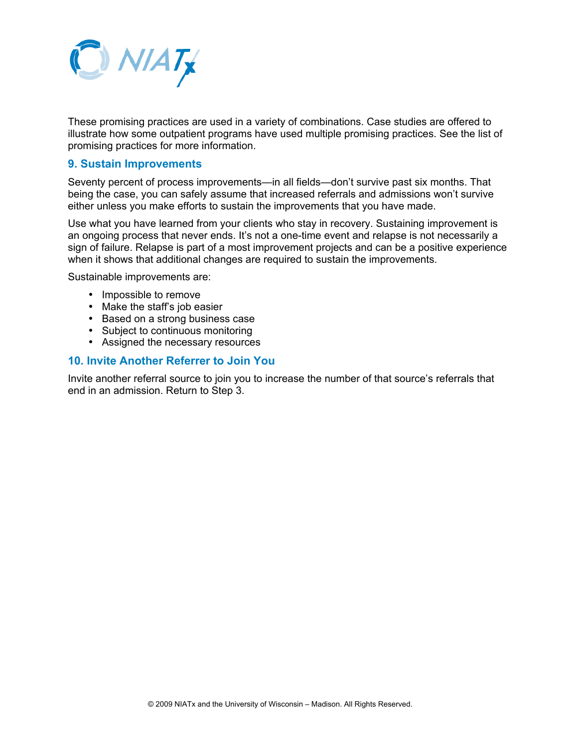These promising practices are used in a variety of combinations. Case studies are offered to illustrate how some outpatient programs have used multiple promising practices. See the list of promising practices for more information.

## 9. Sustain Improvements

Seventy percent of process improvements—in all fields—don't survive past six months. That being the case, you can safely assume that increased referrals and admissions won't survive either unless you make efforts to sustain the improvements that you have made.

Use what you have learned from your clients who stay in recovery. Sustaining improvement is an ongoing process that never ends. It's not a one-time event and relapse is not necessarily a sign of failure. Relapse is part of a most improvement projects and can be a positive experience when it shows that additional changes are required to sustain the improvements.

Sustainable improvements are:

- Impossible to remove
- Make the staff's job easier
- Based on a strong business case
- Subject to continuous monitoring
- Assigned the necessary resources

## 10. Invite Another Referrer to Join You

Invite another referral source to join you to increase the number of that source's referrals that end in an admission. Return to Step 3.

© 2009 NIATx and the University of Wisconsin – Madison. All Rights Reserved.